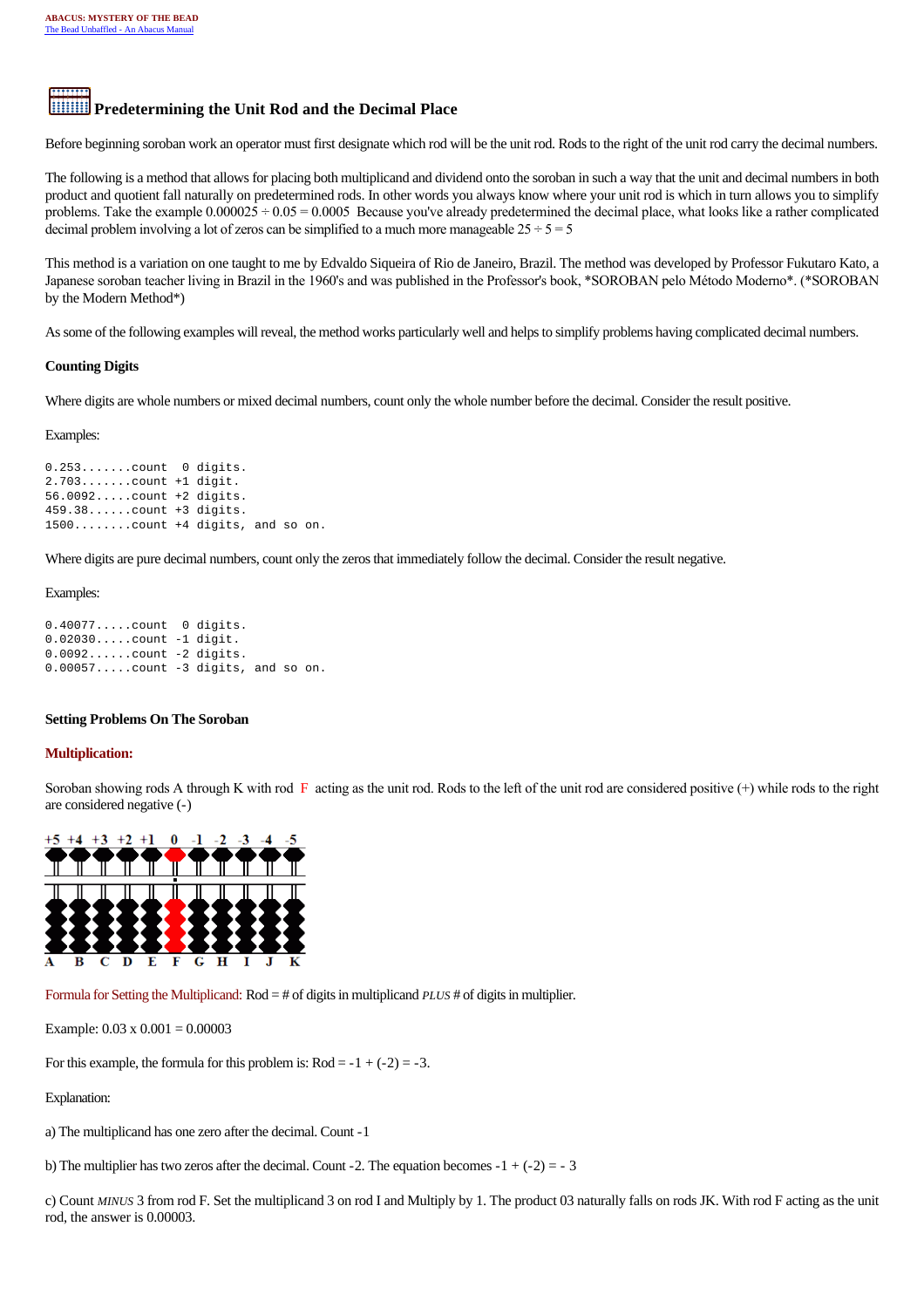ABACUS: MYSTERY OF THE BEAD
The Bead Unbaffled - An Abacus Manual

## Predetermining the Unit Rod and the Decimal Place

Before beginning soroban work an operator must first designate which rod will be the unit rod. Rods to the right of the unit rod carry the decimal numbers.

The following is a method that allows for placing both multiplicand and dividend onto the soroban in such a way that the unit and decimal numbers in both product and quotient fall naturally on predetermined rods. In other words you always know where your unit rod is which in turn allows you to simplify problems. Take the example 0.000025 ÷ 0.05 = 0.0005  Because you've already predetermined the decimal place, what looks like a rather complicated decimal problem involving a lot of zeros can be simplified to a much more manageable 25 ÷ 5 = 5

This method is a variation on one taught to me by Edvaldo Siqueira of Rio de Janeiro, Brazil. The method was developed by Professor Fukutaro Kato, a Japanese soroban teacher living in Brazil in the 1960's and was published in the Professor's book, *SOROBAN pelo Método Moderno*. (*SOROBAN by the Modern Method*)

As some of the following examples will reveal, the method works particularly well and helps to simplify problems having complicated decimal numbers.

**Counting Digits**

Where digits are whole numbers or mixed decimal numbers, count only the whole number before the decimal. Consider the result positive.

Examples:

```
0.253.......count  0 digits.
2.703.......count +1 digit.
56.0092.....count +2 digits.
459.38......count +3 digits.
1500........count +4 digits, and so on.
```

Where digits are pure decimal numbers, count only the zeros that immediately follow the decimal. Consider the result negative.

Examples:

```
0.40077.....count  0 digits.
0.02030.....count -1 digit.
0.0092......count -2 digits.
0.00057.....count -3 digits, and so on.
```

**Setting Problems On The Soroban**

**Multiplication:**

Soroban showing rods A through K with rod F acting as the unit rod. Rods to the left of the unit rod are considered positive (+) while rods to the right are considered negative (-)

| +5 | +4 | +3 | +2 | +1 | 0 | -1 | -2 | -3 | -4 | -5 |
|---|---|---|---|---|---|---|---|---|---|---|
| A | B | C | D | E | F | G | H | I | J | K |

Formula for Setting the Multiplicand: Rod = # of digits in multiplicand *PLUS* # of digits in multiplier.

Example: 0.03 x 0.001 = 0.00003

For this example, the formula for this problem is: Rod = -1 + (-2) = -3.

Explanation:

a) The multiplicand has one zero after the decimal. Count -1

b) The multiplier has two zeros after the decimal. Count -2. The equation becomes -1 + (-2) = - 3

c) Count *MINUS* 3 from rod F. Set the multiplicand 3 on rod I and Multiply by 1. The product 03 naturally falls on rods JK. With rod F acting as the unit rod, the answer is 0.00003.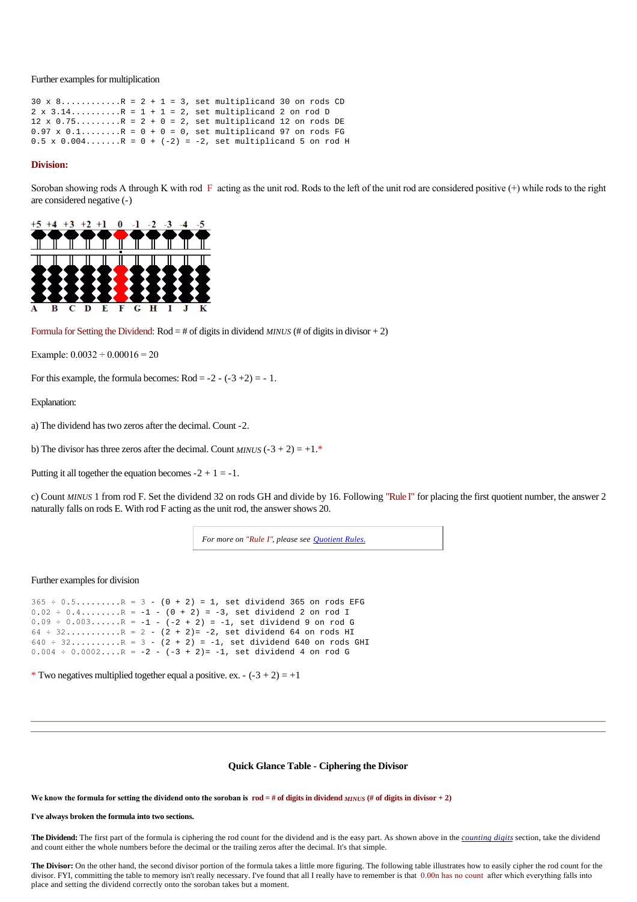Further examples for multiplication

```
30 x 8............R = 2 + 1 = 3, set multiplicand 30 on rods CD
2 x 3.14..........R = 1 + 1 = 2, set multiplicand 2 on rod D
12 x 0.75.........R = 2 + 0 = 2, set multiplicand 12 on rods DE
0.97 x 0.1........R = 0 + 0 = 0, set multiplicand 97 on rods FG
0.5 x 0.004.......R = 0 + (-2) = -2, set multiplicand 5 on rod H
```

## Division:

Soroban showing rods A through K with rod F acting as the unit rod. Rods to the left of the unit rod are considered positive (+) while rods to the right are considered negative (-)

+5 +4 +3 +2 +1 0 -1 -2 -3 -4 -5

A B C D E F G H I J K

Formula for Setting the Dividend: Rod = # of digits in dividend *MINUS* (# of digits in divisor + 2)

Example: 0.0032 ÷ 0.00016 = 20

For this example, the formula becomes: Rod = -2 - (-3 +2) = - 1.

Explanation:

a) The dividend has two zeros after the decimal. Count -2.

b) The divisor has three zeros after the decimal. Count *MINUS* (-3 + 2) = +1.*

Putting it all together the equation becomes -2 + 1 = -1.

c) Count *MINUS* 1 from rod F. Set the dividend 32 on rods GH and divide by 16. Following "Rule I" for placing the first quotient number, the answer 2 naturally falls on rods E. With rod F acting as the unit rod, the answer shows 20.

*For more on "Rule I", please see [Quotient Rules.](#)*

Further examples for division

```
365 ÷ 0.5.........R = 3 - (0 + 2) = 1, set dividend 365 on rods EFG
0.02 ÷ 0.4........R = -1 - (0 + 2) = -3, set dividend 2 on rod I
0.09 ÷ 0.003......R = -1 - (-2 + 2) = -1, set dividend 9 on rod G
64 ÷ 32...........R = 2 - (2 + 2)= -2, set dividend 64 on rods HI
640 ÷ 32..........R = 3 - (2 + 2) = -1, set dividend 640 on rods GHI
0.004 ÷ 0.0002....R = -2 - (-3 + 2)= -1, set dividend 4 on rod G
```

* Two negatives multiplied together equal a positive. ex. - (-3 + 2) = +1

---

---

### Quick Glance Table - Ciphering the Divisor

**We know the formula for setting the dividend onto the soroban is rod = # of digits in dividend *MINUS* (# of digits in divisor + 2)**

**I've always broken the formula into two sections.**

**The Dividend:** The first part of the formula is ciphering the rod count for the dividend and is the easy part. As shown above in the *[counting digits](#)* section, take the dividend and count either the whole numbers before the decimal or the trailing zeros after the decimal. It's that simple.

**The Divisor:** On the other hand, the second divisor portion of the formula takes a little more figuring. The following table illustrates how to easily cipher the rod count for the divisor. FYI, committing the table to memory isn't really necessary. I've found that all I really have to remember is that 0.00n has no count after which everything falls into place and setting the dividend correctly onto the soroban takes but a moment.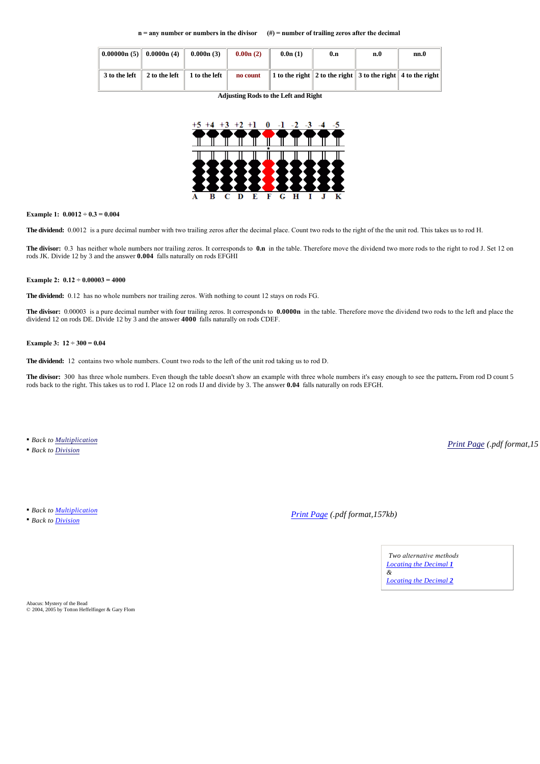**n = any number or numbers in the divisor (#) = number of trailing zeros after the decimal**

| 0.00000n (5) | 0.0000n (4) | 0.000n (3) | 0.00n (2) | 0.0n (1) | 0.n | n.0 | nn.0 |
|---|---|---|---|---|---|---|---|
| 3 to the left | 2 to the left | 1 to the left | no count | 1 to the right | 2 to the right | 3 to the right | 4 to the right |

**Adjusting Rods to the Left and Right**

+5 +4 +3 +2 +1 0 -1 -2 -3 -4 -5

A B C D E F G H I J K

**Example 1: 0.0012 ÷ 0.3 = 0.004**

**The dividend:** 0.0012 is a pure decimal number with two trailing zeros after the decimal place. Count two rods to the right of the the unit rod. This takes us to rod H.

**The divisor:** 0.3 has neither whole numbers nor trailing zeros. It corresponds to **0.n** in the table. Therefore move the dividend two more rods to the right to rod J. Set 12 on rods JK. Divide 12 by 3 and the answer **0.004** falls naturally on rods EFGHI

**Example 2: 0.12 ÷ 0.00003 = 4000**

**The dividend:** 0.12 has no whole numbers nor trailing zeros. With nothing to count 12 stays on rods FG.

**The divisor:** 0.00003 is a pure decimal number with four trailing zeros. It corresponds to **0.0000n** in the table. Therefore move the dividend two rods to the left and place the dividend 12 on rods DE. Divide 12 by 3 and the answer **4000** falls naturally on rods CDEF.

**Example 3: 12 ÷ 300 = 0.04**

**The dividend:** 12 contains two whole numbers. Count two rods to the left of the unit rod taking us to rod D.

**The divisor:** 300 has three whole numbers. Even though the table doesn't show an example with three whole numbers it's easy enough to see the pattern**.** From rod D count 5 rods back to the right. This takes us to rod I. Place 12 on rods IJ and divide by 3. The answer **0.04** falls naturally on rods EFGH.

- *Back to Multiplication*
- *Back to Division*

*Print Page (.pdf format,15*

- *Back to Multiplication*
- *Back to Division*

*Print Page (.pdf format,157kb)*

*Two alternative methods*
*Locating the Decimal **1***
*&*
*Locating the Decimal **2***

Abacus: Mystery of the Bead
© 2004, 2005 by Totton Heffelfinger & Gary Flom